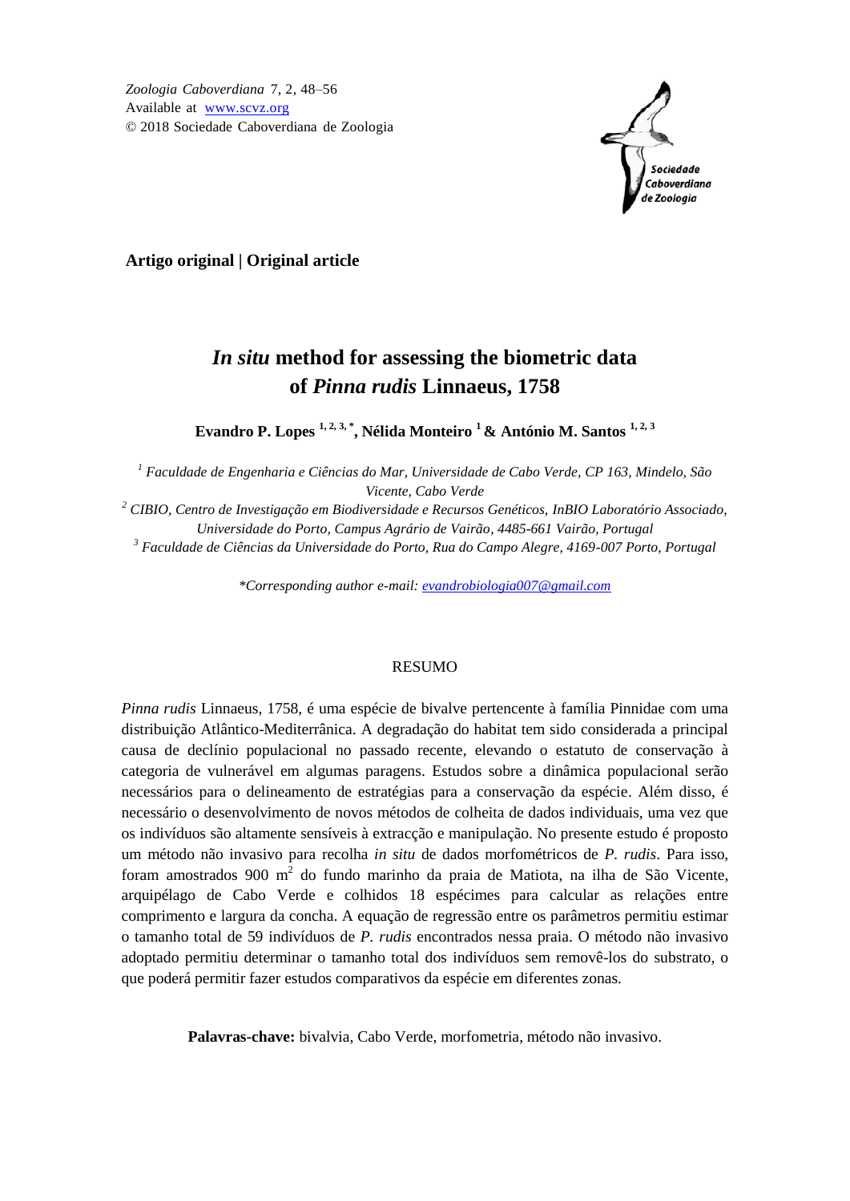*Zoologia Caboverdiana* 7, 2, 48–56
Available at www.scvz.org
© 2018 Sociedade Caboverdiana de Zoologia

**Artigo original | Original article**

# *In situ* method for assessing the biometric data of *Pinna rudis* Linnaeus, 1758

**Evandro P. Lopes [1, 2, 3, *], Nélida Monteiro [1] & António M. Santos [1, 2, 3]**

[1] *Faculdade de Engenharia e Ciências do Mar, Universidade de Cabo Verde, CP 163, Mindelo, São Vicente, Cabo Verde*

[2] *CIBIO, Centro de Investigação em Biodiversidade e Recursos Genéticos, InBIO Laboratório Associado, Universidade do Porto, Campus Agrário de Vairão, 4485-661 Vairão, Portugal*

[3] *Faculdade de Ciências da Universidade do Porto, Rua do Campo Alegre, 4169-007 Porto, Portugal*

*\*Corresponding author e-mail: evandrobiologia007@gmail.com*

## RESUMO

*Pinna rudis* Linnaeus, 1758, é uma espécie de bivalve pertencente à família Pinnidae com uma distribuição Atlântico-Mediterrânica. A degradação do habitat tem sido considerada a principal causa de declínio populacional no passado recente, elevando o estatuto de conservação à categoria de vulnerável em algumas paragens. Estudos sobre a dinâmica populacional serão necessários para o delineamento de estratégias para a conservação da espécie. Além disso, é necessário o desenvolvimento de novos métodos de colheita de dados individuais, uma vez que os indivíduos são altamente sensíveis à extracção e manipulação. No presente estudo é proposto um método não invasivo para recolha *in situ* de dados morfométricos de *P. rudis*. Para isso, foram amostrados 900 m$^2$ do fundo marinho da praia de Matiota, na ilha de São Vicente, arquipélago de Cabo Verde e colhidos 18 espécimes para calcular as relações entre comprimento e largura da concha. A equação de regressão entre os parâmetros permitiu estimar o tamanho total de 59 indivíduos de *P. rudis* encontrados nessa praia. O método não invasivo adoptado permitiu determinar o tamanho total dos indivíduos sem removê-los do substrato, o que poderá permitir fazer estudos comparativos da espécie em diferentes zonas.

**Palavras-chave:** bivalvia, Cabo Verde, morfometria, método não invasivo.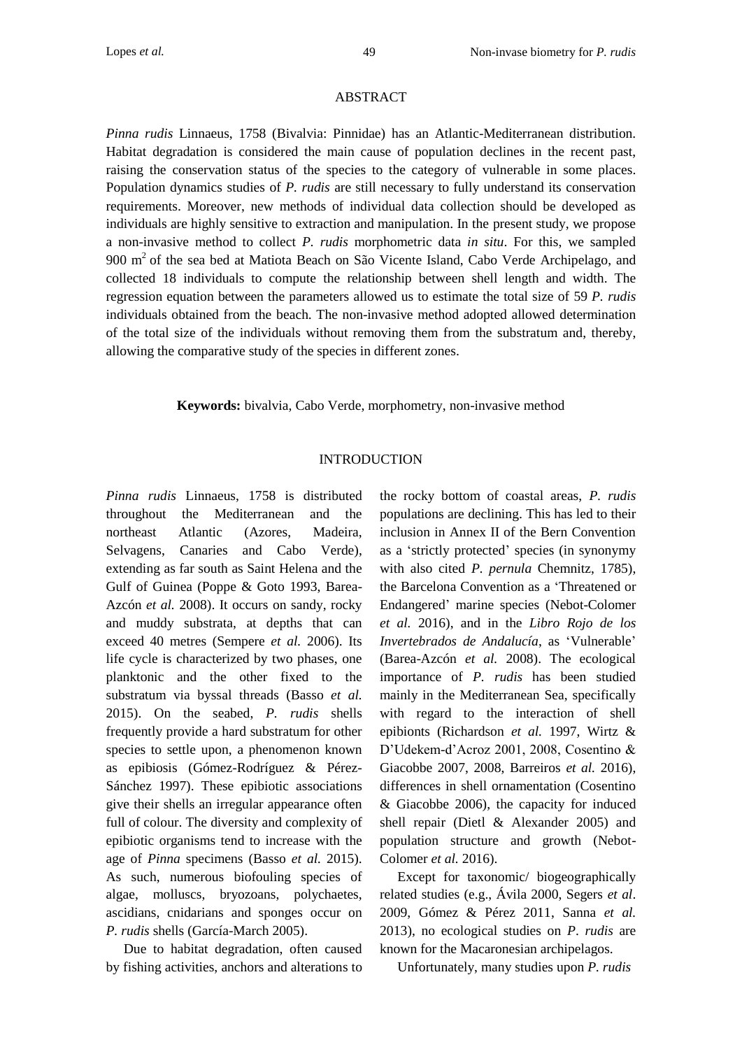## ABSTRACT

*Pinna rudis* Linnaeus, 1758 (Bivalvia: Pinnidae) has an Atlantic-Mediterranean distribution. Habitat degradation is considered the main cause of population declines in the recent past, raising the conservation status of the species to the category of vulnerable in some places. Population dynamics studies of *P. rudis* are still necessary to fully understand its conservation requirements. Moreover, new methods of individual data collection should be developed as individuals are highly sensitive to extraction and manipulation. In the present study, we propose a non-invasive method to collect *P. rudis* morphometric data *in situ*. For this, we sampled 900 m$^2$ of the sea bed at Matiota Beach on São Vicente Island, Cabo Verde Archipelago, and collected 18 individuals to compute the relationship between shell length and width. The regression equation between the parameters allowed us to estimate the total size of 59 *P. rudis* individuals obtained from the beach. The non-invasive method adopted allowed determination of the total size of the individuals without removing them from the substratum and, thereby, allowing the comparative study of the species in different zones.

**Keywords:** bivalvia, Cabo Verde, morphometry, non-invasive method

## INTRODUCTION

*Pinna rudis* Linnaeus, 1758 is distributed throughout the Mediterranean and the northeast Atlantic (Azores, Madeira, Selvagens, Canaries and Cabo Verde), extending as far south as Saint Helena and the Gulf of Guinea (Poppe & Goto 1993, Barea-Azcón *et al.* 2008). It occurs on sandy, rocky and muddy substrata, at depths that can exceed 40 metres (Sempere *et al.* 2006). Its life cycle is characterized by two phases, one planktonic and the other fixed to the substratum via byssal threads (Basso *et al.* 2015). On the seabed, *P. rudis* shells frequently provide a hard substratum for other species to settle upon, a phenomenon known as epibiosis (Gómez-Rodríguez & Pérez-Sánchez 1997). These epibiotic associations give their shells an irregular appearance often full of colour. The diversity and complexity of epibiotic organisms tend to increase with the age of *Pinna* specimens (Basso *et al.* 2015). As such, numerous biofouling species of algae, molluscs, bryozoans, polychaetes, ascidians, cnidarians and sponges occur on *P. rudis* shells (García-March 2005).

Due to habitat degradation, often caused by fishing activities, anchors and alterations to the rocky bottom of coastal areas, *P. rudis* populations are declining. This has led to their inclusion in Annex II of the Bern Convention as a 'strictly protected' species (in synonymy with also cited *P. pernula* Chemnitz, 1785), the Barcelona Convention as a 'Threatened or Endangered' marine species (Nebot-Colomer *et al.* 2016), and in the *Libro Rojo de los Invertebrados de Andalucía*, as 'Vulnerable' (Barea-Azcón *et al.* 2008). The ecological importance of *P. rudis* has been studied mainly in the Mediterranean Sea, specifically with regard to the interaction of shell epibionts (Richardson *et al.* 1997, Wirtz & D'Udekem-d'Acroz 2001, 2008, Cosentino & Giacobbe 2007, 2008, Barreiros *et al.* 2016), differences in shell ornamentation (Cosentino & Giacobbe 2006), the capacity for induced shell repair (Dietl & Alexander 2005) and population structure and growth (Nebot-Colomer *et al.* 2016).

Except for taxonomic/ biogeographically related studies (e.g., Ávila 2000, Segers *et al*. 2009, Gómez & Pérez 2011, Sanna *et al.* 2013), no ecological studies on *P. rudis* are known for the Macaronesian archipelagos.

Unfortunately, many studies upon *P. rudis*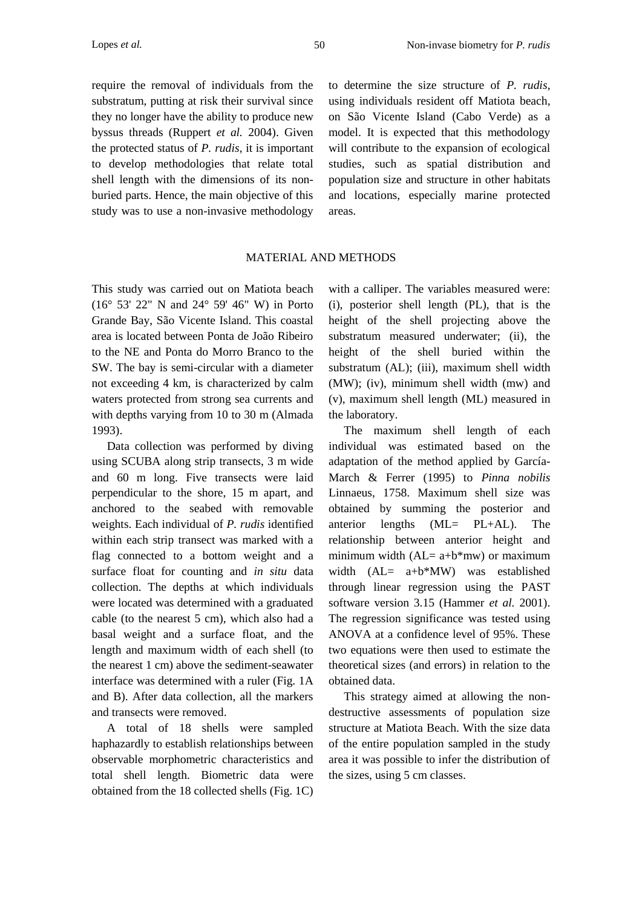require the removal of individuals from the substratum, putting at risk their survival since they no longer have the ability to produce new byssus threads (Ruppert *et al.* 2004). Given the protected status of *P. rudis*, it is important to develop methodologies that relate total shell length with the dimensions of its non-buried parts. Hence, the main objective of this study was to use a non-invasive methodology to determine the size structure of *P. rudis*, using individuals resident off Matiota beach, on São Vicente Island (Cabo Verde) as a model. It is expected that this methodology will contribute to the expansion of ecological studies, such as spatial distribution and population size and structure in other habitats and locations, especially marine protected areas.

## MATERIAL AND METHODS

This study was carried out on Matiota beach (16° 53' 22" N and 24° 59' 46" W) in Porto Grande Bay, São Vicente Island. This coastal area is located between Ponta de João Ribeiro to the NE and Ponta do Morro Branco to the SW. The bay is semi-circular with a diameter not exceeding 4 km, is characterized by calm waters protected from strong sea currents and with depths varying from 10 to 30 m (Almada 1993).

Data collection was performed by diving using SCUBA along strip transects, 3 m wide and 60 m long. Five transects were laid perpendicular to the shore, 15 m apart, and anchored to the seabed with removable weights. Each individual of *P. rudis* identified within each strip transect was marked with a flag connected to a bottom weight and a surface float for counting and *in situ* data collection. The depths at which individuals were located was determined with a graduated cable (to the nearest 5 cm), which also had a basal weight and a surface float, and the length and maximum width of each shell (to the nearest 1 cm) above the sediment-seawater interface was determined with a ruler (Fig. 1A and B). After data collection, all the markers and transects were removed.

A total of 18 shells were sampled haphazardly to establish relationships between observable morphometric characteristics and total shell length. Biometric data were obtained from the 18 collected shells (Fig. 1C) with a calliper. The variables measured were: (i), posterior shell length (PL), that is the height of the shell projecting above the substratum measured underwater; (ii), the height of the shell buried within the substratum (AL); (iii), maximum shell width (MW); (iv), minimum shell width (mw) and (v), maximum shell length (ML) measured in the laboratory.

The maximum shell length of each individual was estimated based on the adaptation of the method applied by García-March & Ferrer (1995) to *Pinna nobilis* Linnaeus, 1758. Maximum shell size was obtained by summing the posterior and anterior lengths ($ML = PL + AL$). The relationship between anterior height and minimum width ($AL = a + b*mw$) or maximum width ($AL = a + b*MW$) was established through linear regression using the PAST software version 3.15 (Hammer *et al.* 2001). The regression significance was tested using ANOVA at a confidence level of 95%. These two equations were then used to estimate the theoretical sizes (and errors) in relation to the obtained data.

This strategy aimed at allowing the non-destructive assessments of population size structure at Matiota Beach. With the size data of the entire population sampled in the study area it was possible to infer the distribution of the sizes, using 5 cm classes.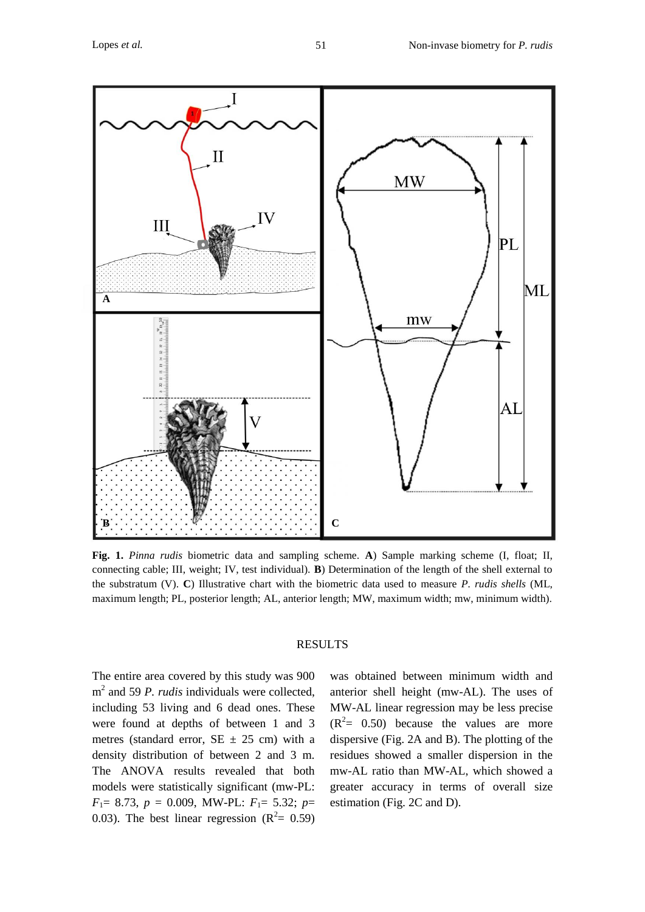**Fig. 1.** *Pinna rudis* biometric data and sampling scheme. **A**) Sample marking scheme (I, float; II, connecting cable; III, weight; IV, test individual). **B**) Determination of the length of the shell external to the substratum (V). **C**) Illustrative chart with the biometric data used to measure *P. rudis shells* (ML, maximum length; PL, posterior length; AL, anterior length; MW, maximum width; mw, minimum width).

## RESULTS

The entire area covered by this study was 900 $m^2$ and 59 *P. rudis* individuals were collected, including 53 living and 6 dead ones. These were found at depths of between 1 and 3 metres (standard error, SE ± 25 cm) with a density distribution of between 2 and 3 m. The ANOVA results revealed that both models were statistically significant (mw-PL: $F_1$= 8.73, $p$ = 0.009, MW-PL: $F_1$= 5.32; $p$= 0.03). The best linear regression ($R^2$= 0.59) was obtained between minimum width and anterior shell height (mw-AL). The uses of MW-AL linear regression may be less precise ($R^2$= 0.50) because the values are more dispersive (Fig. 2A and B). The plotting of the residues showed a smaller dispersion in the mw-AL ratio than MW-AL, which showed a greater accuracy in terms of overall size estimation (Fig. 2C and D).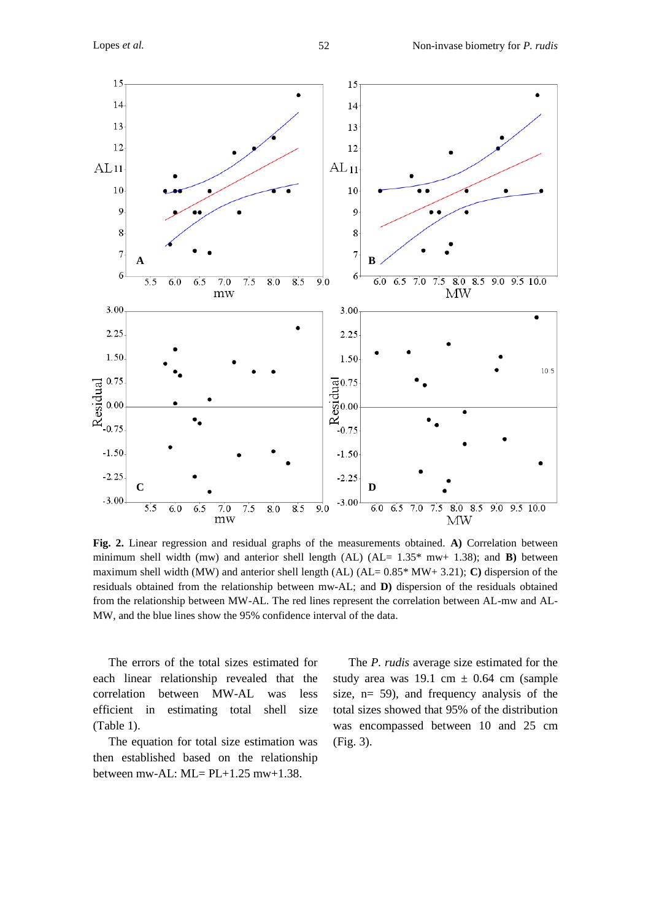**Fig. 2.** Linear regression and residual graphs of the measurements obtained. **A)** Correlation between minimum shell width (mw) and anterior shell length (AL) (AL= 1.35* mw+ 1.38); and **B)** between maximum shell width (MW) and anterior shell length (AL) (AL= 0.85* MW+ 3.21); **C)** dispersion of the residuals obtained from the relationship between mw-AL; and **D)** dispersion of the residuals obtained from the relationship between MW-AL. The red lines represent the correlation between AL-mw and AL-MW, and the blue lines show the 95% confidence interval of the data.

The errors of the total sizes estimated for each linear relationship revealed that the correlation between MW-AL was less efficient in estimating total shell size (Table 1).

The equation for total size estimation was then established based on the relationship between mw-AL: ML= PL+1.25 mw+1.38.

The *P. rudis* average size estimated for the study area was 19.1 cm ± 0.64 cm (sample size, n= 59), and frequency analysis of the total sizes showed that 95% of the distribution was encompassed between 10 and 25 cm (Fig. 3).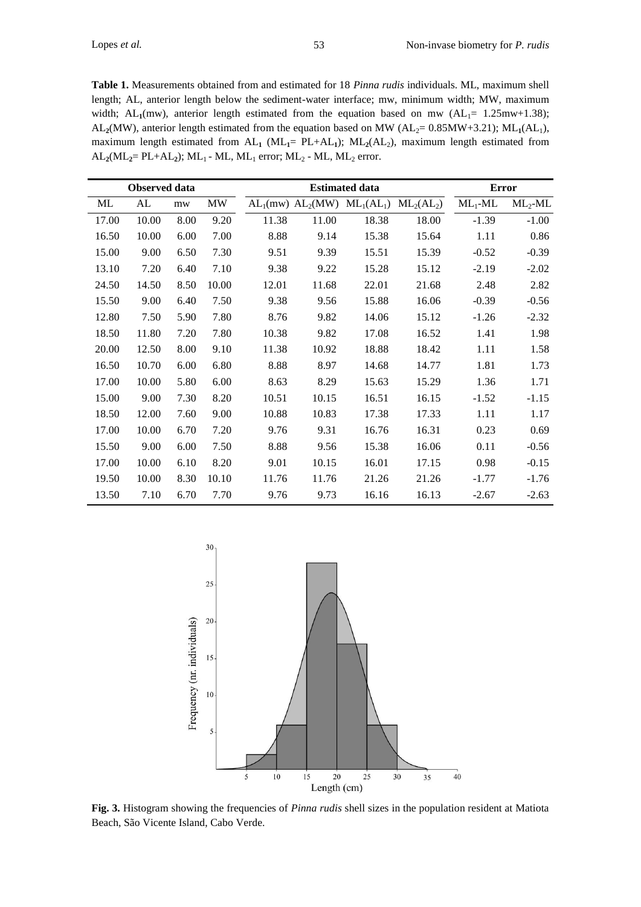**Table 1.** Measurements obtained from and estimated for 18 *Pinna rudis* individuals. ML, maximum shell length; AL, anterior length below the sediment-water interface; mw, minimum width; MW, maximum width; $AL_1$(mw), anterior length estimated from the equation based on mw ($AL_1$= 1.25mw+1.38); $AL_2$(MW), anterior length estimated from the equation based on MW ($AL_2$= 0.85MW+3.21); $ML_1(AL_1)$, maximum length estimated from $AL_1$ ($ML_1$= PL+$AL_1$); $ML_2(AL_2)$, maximum length estimated from $AL_2$($ML_2$= PL+$AL_2$); $ML_1$ - ML, $ML_1$ error; $ML_2$ - ML, $ML_2$ error.

| Observed data | | | | Estimated data | | | | Error | |
|---|---|---|---|---|---|---|---|---|---|
| ML | AL | mw | MW | $AL_1$(mw) | $AL_2$(MW) | $ML_1(AL_1)$ | $ML_2(AL_2)$ | $ML_1$-ML | $ML_2$-ML |
| 17.00 | 10.00 | 8.00 | 9.20 | 11.38 | 11.00 | 18.38 | 18.00 | -1.39 | -1.00 |
| 16.50 | 10.00 | 6.00 | 7.00 | 8.88 | 9.14 | 15.38 | 15.64 | 1.11 | 0.86 |
| 15.00 | 9.00 | 6.50 | 7.30 | 9.51 | 9.39 | 15.51 | 15.39 | -0.52 | -0.39 |
| 13.10 | 7.20 | 6.40 | 7.10 | 9.38 | 9.22 | 15.28 | 15.12 | -2.19 | -2.02 |
| 24.50 | 14.50 | 8.50 | 10.00 | 12.01 | 11.68 | 22.01 | 21.68 | 2.48 | 2.82 |
| 15.50 | 9.00 | 6.40 | 7.50 | 9.38 | 9.56 | 15.88 | 16.06 | -0.39 | -0.56 |
| 12.80 | 7.50 | 5.90 | 7.80 | 8.76 | 9.82 | 14.06 | 15.12 | -1.26 | -2.32 |
| 18.50 | 11.80 | 7.20 | 7.80 | 10.38 | 9.82 | 17.08 | 16.52 | 1.41 | 1.98 |
| 20.00 | 12.50 | 8.00 | 9.10 | 11.38 | 10.92 | 18.88 | 18.42 | 1.11 | 1.58 |
| 16.50 | 10.70 | 6.00 | 6.80 | 8.88 | 8.97 | 14.68 | 14.77 | 1.81 | 1.73 |
| 17.00 | 10.00 | 5.80 | 6.00 | 8.63 | 8.29 | 15.63 | 15.29 | 1.36 | 1.71 |
| 15.00 | 9.00 | 7.30 | 8.20 | 10.51 | 10.15 | 16.51 | 16.15 | -1.52 | -1.15 |
| 18.50 | 12.00 | 7.60 | 9.00 | 10.88 | 10.83 | 17.38 | 17.33 | 1.11 | 1.17 |
| 17.00 | 10.00 | 6.70 | 7.20 | 9.76 | 9.31 | 16.76 | 16.31 | 0.23 | 0.69 |
| 15.50 | 9.00 | 6.00 | 7.50 | 8.88 | 9.56 | 15.38 | 16.06 | 0.11 | -0.56 |
| 17.00 | 10.00 | 6.10 | 8.20 | 9.01 | 10.15 | 16.01 | 17.15 | 0.98 | -0.15 |
| 19.50 | 10.00 | 8.30 | 10.10 | 11.76 | 11.76 | 21.26 | 21.26 | -1.77 | -1.76 |
| 13.50 | 7.10 | 6.70 | 7.70 | 9.76 | 9.73 | 16.16 | 16.13 | -2.67 | -2.63 |

**Fig. 3.** Histogram showing the frequencies of *Pinna rudis* shell sizes in the population resident at Matiota Beach, São Vicente Island, Cabo Verde.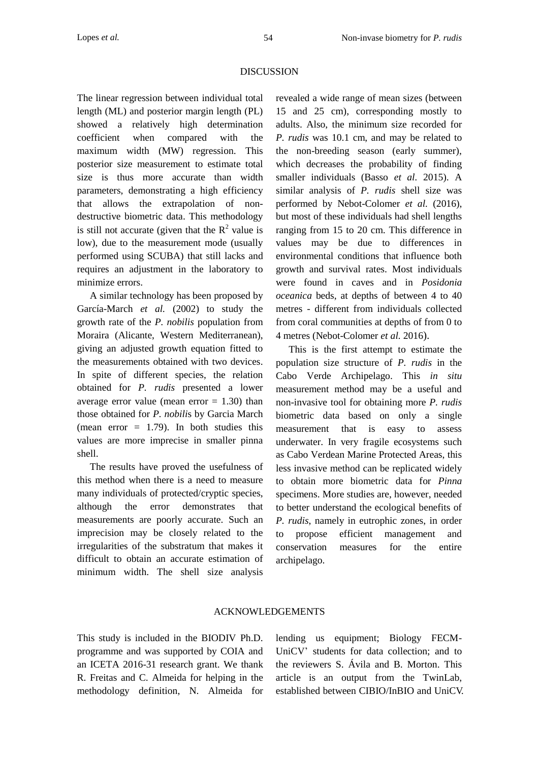## DISCUSSION

The linear regression between individual total length (ML) and posterior margin length (PL) showed a relatively high determination coefficient when compared with the maximum width (MW) regression. This posterior size measurement to estimate total size is thus more accurate than width parameters, demonstrating a high efficiency that allows the extrapolation of non-destructive biometric data. This methodology is still not accurate (given that the $R^2$ value is low), due to the measurement mode (usually performed using SCUBA) that still lacks and requires an adjustment in the laboratory to minimize errors.

A similar technology has been proposed by García-March *et al.* (2002) to study the growth rate of the *P. nobilis* population from Moraira (Alicante, Western Mediterranean), giving an adjusted growth equation fitted to the measurements obtained with two devices. In spite of different species, the relation obtained for *P. rudis* presented a lower average error value (mean error = 1.30) than those obtained for *P. nobilis* by Garcia March (mean error = 1.79). In both studies this values are more imprecise in smaller pinna shell.

The results have proved the usefulness of this method when there is a need to measure many individuals of protected/cryptic species, although the error demonstrates that measurements are poorly accurate. Such an imprecision may be closely related to the irregularities of the substratum that makes it difficult to obtain an accurate estimation of minimum width. The shell size analysis revealed a wide range of mean sizes (between 15 and 25 cm), corresponding mostly to adults. Also, the minimum size recorded for *P. rudis* was 10.1 cm, and may be related to the non-breeding season (early summer), which decreases the probability of finding smaller individuals (Basso *et al.* 2015). A similar analysis of *P. rudis* shell size was performed by Nebot-Colomer *et al.* (2016), but most of these individuals had shell lengths ranging from 15 to 20 cm. This difference in values may be due to differences in environmental conditions that influence both growth and survival rates. Most individuals were found in caves and in *Posidonia oceanica* beds, at depths of between 4 to 40 metres - different from individuals collected from coral communities at depths of from 0 to 4 metres (Nebot-Colomer *et al.* 2016).

This is the first attempt to estimate the population size structure of *P. rudis* in the Cabo Verde Archipelago. This *in situ* measurement method may be a useful and non-invasive tool for obtaining more *P. rudis* biometric data based on only a single measurement that is easy to assess underwater. In very fragile ecosystems such as Cabo Verdean Marine Protected Areas, this less invasive method can be replicated widely to obtain more biometric data for *Pinna* specimens. More studies are, however, needed to better understand the ecological benefits of *P. rudis*, namely in eutrophic zones, in order to propose efficient management and conservation measures for the entire archipelago.

## ACKNOWLEDGEMENTS

This study is included in the BIODIV Ph.D. programme and was supported by COIA and an ICETA 2016-31 research grant. We thank R. Freitas and C. Almeida for helping in the methodology definition, N. Almeida for lending us equipment; Biology FECM-UniCV' students for data collection; and to the reviewers S. Ávila and B. Morton. This article is an output from the TwinLab, established between CIBIO/InBIO and UniCV.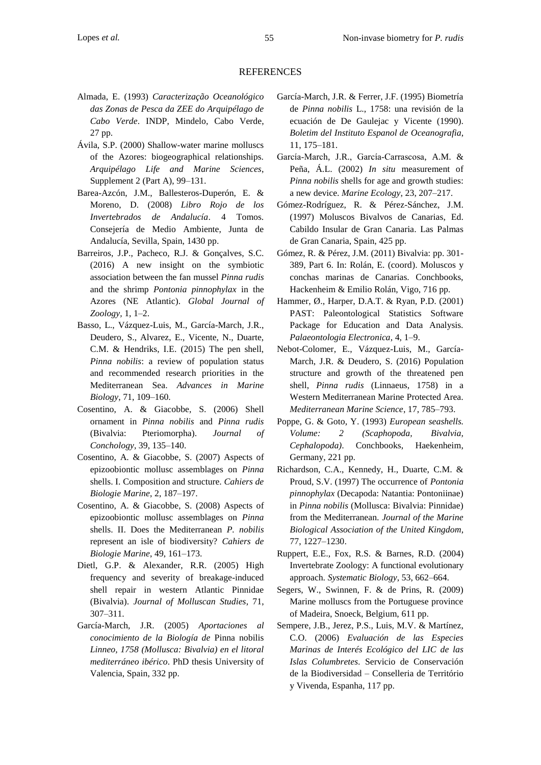# REFERENCES

Almada, E. (1993) *Caracterização Oceanológico das Zonas de Pesca da ZEE do Arquipélago de Cabo Verde*. INDP, Mindelo, Cabo Verde, 27 pp.

Ávila, S.P. (2000) Shallow-water marine molluscs of the Azores: biogeographical relationships. *Arquipélago Life and Marine Sciences*, Supplement 2 (Part A), 99–131.

Barea-Azcón, J.M., Ballesteros-Duperón, E. & Moreno, D. (2008) *Libro Rojo de los Invertebrados de Andalucía*. 4 Tomos. Consejería de Medio Ambiente, Junta de Andalucía, Sevilla, Spain, 1430 pp.

Barreiros, J.P., Pacheco, R.J. & Gonçalves, S.C. (2016) A new insight on the symbiotic association between the fan mussel *Pinna rudis* and the shrimp *Pontonia pinnophylax* in the Azores (NE Atlantic). *Global Journal of Zoology*, 1, 1–2.

Basso, L., Vázquez-Luis, M., García-March, J.R., Deudero, S., Alvarez, E., Vicente, N., Duarte, C.M. & Hendriks, I.E. (2015) The pen shell, *Pinna nobilis*: a review of population status and recommended research priorities in the Mediterranean Sea. *Advances in Marine Biology*, 71, 109–160.

Cosentino, A. & Giacobbe, S. (2006) Shell ornament in *Pinna nobilis* and *Pinna rudis* (Bivalvia: Pteriomorpha). *Journal of Conchology*, 39, 135–140.

Cosentino, A. & Giacobbe, S. (2007) Aspects of epizoobiontic mollusc assemblages on *Pinna* shells. I. Composition and structure. *Cahiers de Biologie Marine*, 2, 187–197.

Cosentino, A. & Giacobbe, S. (2008) Aspects of epizoobiontic mollusc assemblages on *Pinna* shells. II. Does the Mediterranean *P. nobilis* represent an isle of biodiversity? *Cahiers de Biologie Marine*, 49, 161–173.

Dietl, G.P. & Alexander, R.R. (2005) High frequency and severity of breakage-induced shell repair in western Atlantic Pinnidae (Bivalvia). *Journal of Molluscan Studies*, 71, 307–311.

García-March, J.R. (2005) *Aportaciones al conocimiento de la Biología de* Pinna nobilis *Linneo, 1758 (Mollusca: Bivalvia) en el litoral mediterráneo ibérico*. PhD thesis University of Valencia, Spain, 332 pp.

García-March, J.R. & Ferrer, J.F. (1995) Biometría de *Pinna nobilis* L., 1758: una revisión de la ecuación de De Gaulejac y Vicente (1990). *Boletim del Instituto Espanol de Oceanografia*, 11, 175–181.

García-March, J.R., García-Carrascosa, A.M. & Peña, Á.L. (2002) *In situ* measurement of *Pinna nobilis* shells for age and growth studies: a new device. *Marine Ecology*, 23, 207–217.

Gómez-Rodríguez, R. & Pérez-Sánchez, J.M. (1997) Moluscos Bivalvos de Canarias, Ed. Cabildo Insular de Gran Canaria. Las Palmas de Gran Canaria, Spain, 425 pp.

Gómez, R. & Pérez, J.M. (2011) Bivalvia: pp. 301-389, Part 6. In: Rolán, E. (coord). Moluscos y conchas marinas de Canarias. Conchbooks, Hackenheim & Emilio Rolán, Vigo, 716 pp.

Hammer, Ø., Harper, D.A.T. & Ryan, P.D. (2001) PAST: Paleontological Statistics Software Package for Education and Data Analysis. *Palaeontologia Electronica*, 4, 1–9.

Nebot-Colomer, E., Vázquez-Luis, M., García-March, J.R. & Deudero, S. (2016) Population structure and growth of the threatened pen shell, *Pinna rudis* (Linnaeus, 1758) in a Western Mediterranean Marine Protected Area. *Mediterranean Marine Science*, 17, 785–793.

Poppe, G. & Goto, Y. (1993) *European seashells. Volume: 2 (Scaphopoda, Bivalvia, Cephalopoda)*. Conchbooks, Haekenheim, Germany, 221 pp.

Richardson, C.A., Kennedy, H., Duarte, C.M. & Proud, S.V. (1997) The occurrence of *Pontonia pinnophylax* (Decapoda: Natantia: Pontoniinae) in *Pinna nobilis* (Mollusca: Bivalvia: Pinnidae) from the Mediterranean. *Journal of the Marine Biological Association of the United Kingdom*, 77, 1227–1230.

Ruppert, E.E., Fox, R.S. & Barnes, R.D. (2004) Invertebrate Zoology: A functional evolutionary approach. *Systematic Biology*, 53, 662–664.

Segers, W., Swinnen, F. & de Prins, R. (2009) Marine molluscs from the Portuguese province of Madeira, Snoeck, Belgium, 611 pp.

Sempere, J.B., Jerez, P.S., Luis, M.V. & Martínez, C.O. (2006) *Evaluación de las Especies Marinas de Interés Ecológico del LIC de las Islas Columbretes*. Servicio de Conservación de la Biodiversidad – Conselleria de Território y Vivenda, Espanha, 117 pp.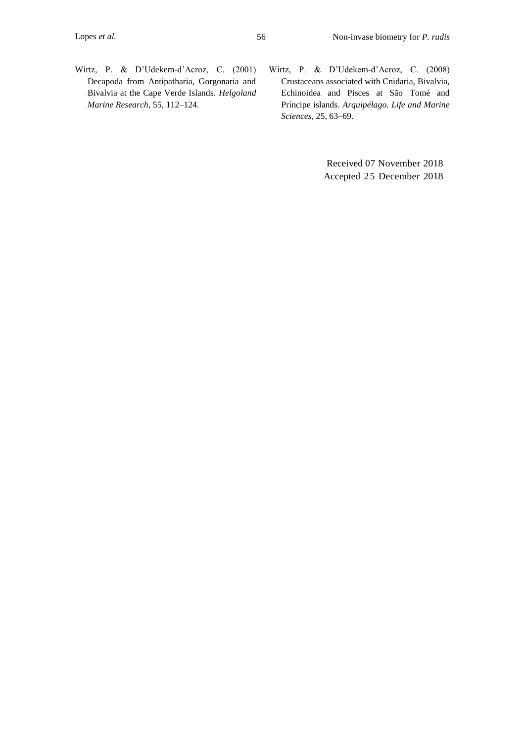Wirtz, P. & D'Udekem-d'Acroz, C. (2001) Decapoda from Antipatharia, Gorgonaria and Bivalvia at the Cape Verde Islands. *Helgoland Marine Research*, 55, 112–124.

Wirtz, P. & D'Udekem-d'Acroz, C. (2008) Crustaceans associated with Cnidaria, Bivalvia, Echinoidea and Pisces at São Tomé and Príncipe islands. *Arquipélago. Life and Marine Sciences*, 25, 63–69.

Received 07 November 2018
Accepted 25 December 2018